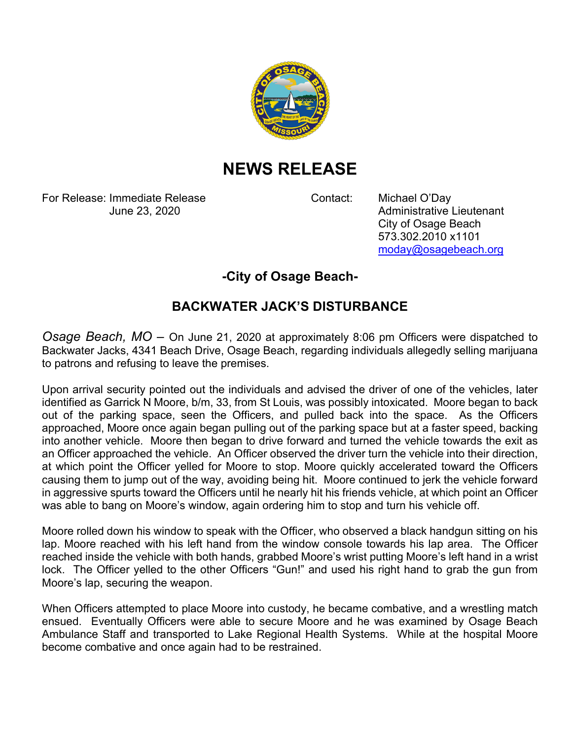# NEWS RELEASE

For Release: Immediate Release
June 23, 2020

Contact: Michael O'Day
Administrative Lieutenant
City of Osage Beach
573.302.2010 x1101
moday@osagebeach.org

## -City of Osage Beach-

## BACKWATER JACK'S DISTURBANCE

*Osage Beach, MO* – On June 21, 2020 at approximately 8:06 pm Officers were dispatched to Backwater Jacks, 4341 Beach Drive, Osage Beach, regarding individuals allegedly selling marijuana to patrons and refusing to leave the premises.

Upon arrival security pointed out the individuals and advised the driver of one of the vehicles, later identified as Garrick N Moore, b/m, 33, from St Louis, was possibly intoxicated. Moore began to back out of the parking space, seen the Officers, and pulled back into the space. As the Officers approached, Moore once again began pulling out of the parking space but at a faster speed, backing into another vehicle. Moore then began to drive forward and turned the vehicle towards the exit as an Officer approached the vehicle. An Officer observed the driver turn the vehicle into their direction, at which point the Officer yelled for Moore to stop. Moore quickly accelerated toward the Officers causing them to jump out of the way, avoiding being hit. Moore continued to jerk the vehicle forward in aggressive spurts toward the Officers until he nearly hit his friends vehicle, at which point an Officer was able to bang on Moore's window, again ordering him to stop and turn his vehicle off.

Moore rolled down his window to speak with the Officer, who observed a black handgun sitting on his lap. Moore reached with his left hand from the window console towards his lap area. The Officer reached inside the vehicle with both hands, grabbed Moore's wrist putting Moore's left hand in a wrist lock. The Officer yelled to the other Officers "Gun!" and used his right hand to grab the gun from Moore's lap, securing the weapon.

When Officers attempted to place Moore into custody, he became combative, and a wrestling match ensued. Eventually Officers were able to secure Moore and he was examined by Osage Beach Ambulance Staff and transported to Lake Regional Health Systems. While at the hospital Moore become combative and once again had to be restrained.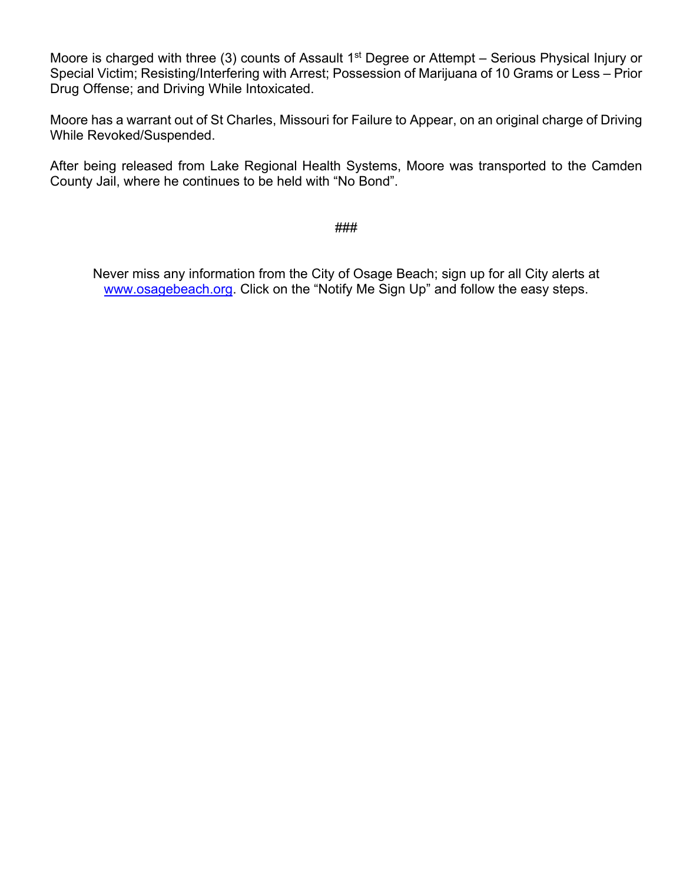Moore is charged with three (3) counts of Assault 1st Degree or Attempt – Serious Physical Injury or Special Victim; Resisting/Interfering with Arrest; Possession of Marijuana of 10 Grams or Less – Prior Drug Offense; and Driving While Intoxicated.

Moore has a warrant out of St Charles, Missouri for Failure to Appear, on an original charge of Driving While Revoked/Suspended.

After being released from Lake Regional Health Systems, Moore was transported to the Camden County Jail, where he continues to be held with "No Bond".

###

Never miss any information from the City of Osage Beach; sign up for all City alerts at www.osagebeach.org. Click on the "Notify Me Sign Up" and follow the easy steps.